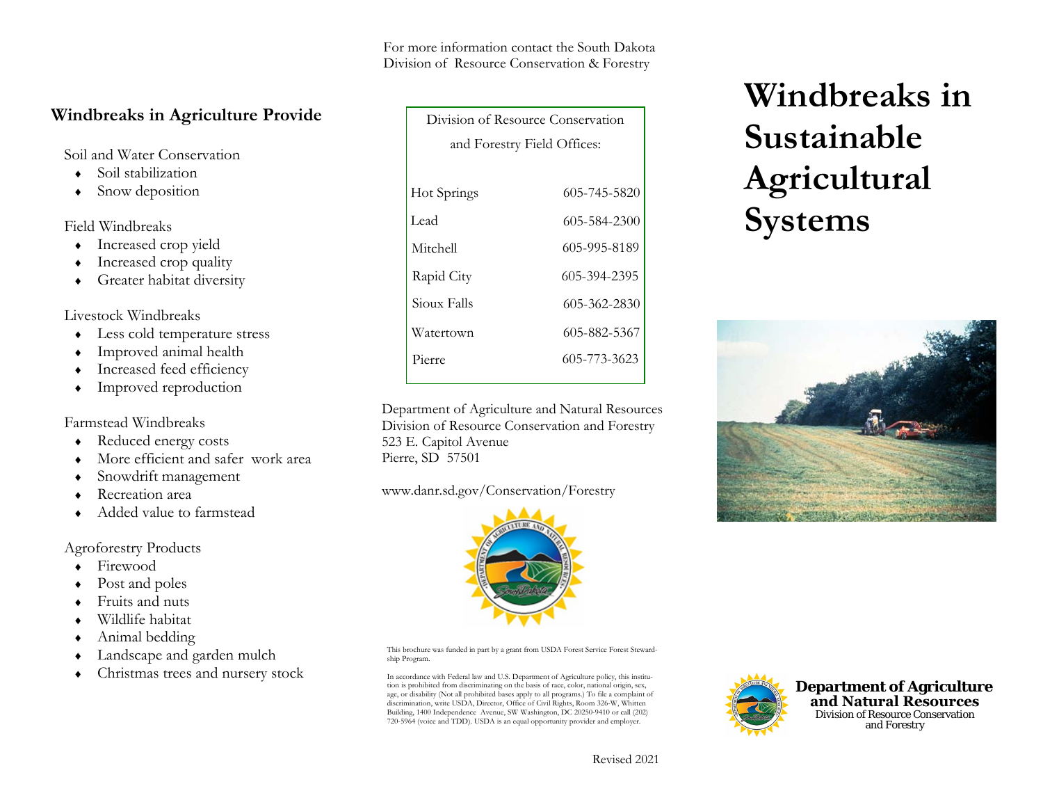# Windbreaks in Sustainable Agricultural Systems

## Windbreaks in Agriculture Provide

Soil and Water Conservation

- Soil stabilization
- Snow deposition

Field Windbreaks

- Increased crop yield
- Increased crop quality
- Greater habitat diversity

Livestock Windbreaks

- Less cold temperature stress
- Improved animal health
- Increased feed efficiency
- Improved reproduction

Farmstead Windbreaks

- Reduced energy costs
- More efficient and safer work area
- Snowdrift management
- Recreation area
- Added value to farmstead

Agroforestry Products

- Firewood
- Post and poles
- Fruits and nuts
- Wildlife habitat
- Animal bedding
- Landscape and garden mulch
- Christmas trees and nursery stock

For more information contact the South Dakota Division of Resource Conservation & Forestry

| Division of Resource Conservation and Forestry Field Offices: | |
|---|---|
| Hot Springs | 605-745-5820 |
| Lead | 605-584-2300 |
| Mitchell | 605-995-8189 |
| Rapid City | 605-394-2395 |
| Sioux Falls | 605-362-2830 |
| Watertown | 605-882-5367 |
| Pierre | 605-773-3623 |

Department of Agriculture and Natural Resources
Division of Resource Conservation and Forestry
523 E. Capitol Avenue
Pierre, SD 57501

www.danr.sd.gov/Conservation/Forestry

This brochure was funded in part by a grant from USDA Forest Service Forest Stewardship Program.

In accordance with Federal law and U.S. Department of Agriculture policy, this institution is prohibited from discriminating on the basis of race, color, national origin, sex, age, or disability (Not all prohibited bases apply to all programs.) To file a complaint of discrimination, write USDA, Director, Office of Civil Rights, Room 326-W, Whitten Building, 1400 Independence Avenue, SW Washington, DC 20250-9410 or call (202) 720-5964 (voice and TDD). USDA is an equal opportunity provider and employer.

Revised 2021

**Department of Agriculture and Natural Resources**
Division of Resource Conservation and Forestry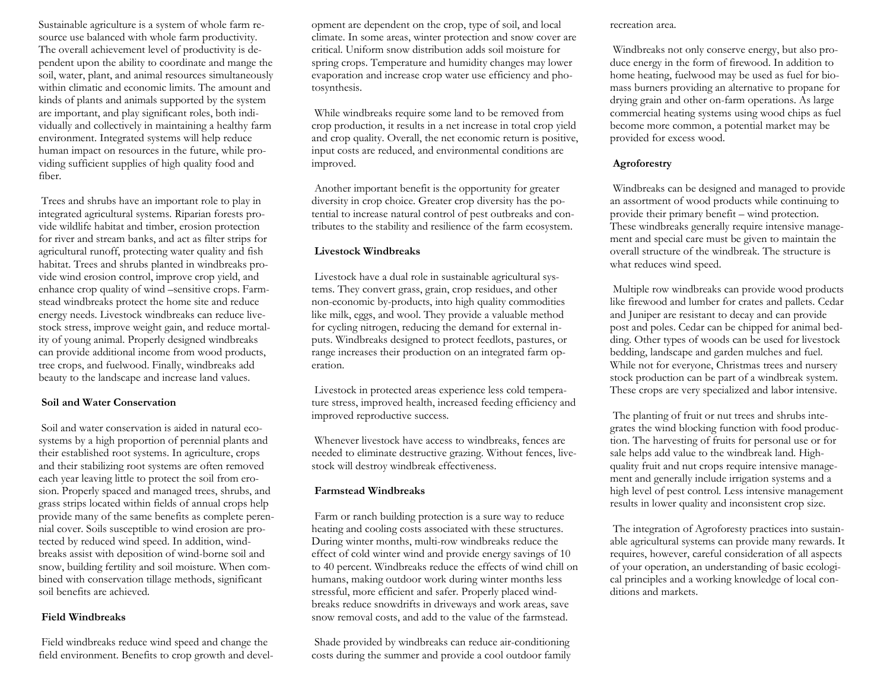Sustainable agriculture is a system of whole farm resource use balanced with whole farm productivity. The overall achievement level of productivity is dependent upon the ability to coordinate and mange the soil, water, plant, and animal resources simultaneously within climatic and economic limits. The amount and kinds of plants and animals supported by the system are important, and play significant roles, both individually and collectively in maintaining a healthy farm environment. Integrated systems will help reduce human impact on resources in the future, while providing sufficient supplies of high quality food and fiber.

Trees and shrubs have an important role to play in integrated agricultural systems. Riparian forests provide wildlife habitat and timber, erosion protection for river and stream banks, and act as filter strips for agricultural runoff, protecting water quality and fish habitat. Trees and shrubs planted in windbreaks provide wind erosion control, improve crop yield, and enhance crop quality of wind –sensitive crops. Farmstead windbreaks protect the home site and reduce energy needs. Livestock windbreaks can reduce livestock stress, improve weight gain, and reduce mortality of young animal. Properly designed windbreaks can provide additional income from wood products, tree crops, and fuelwood. Finally, windbreaks add beauty to the landscape and increase land values.

**Soil and Water Conservation**

Soil and water conservation is aided in natural ecosystems by a high proportion of perennial plants and their established root systems. In agriculture, crops and their stabilizing root systems are often removed each year leaving little to protect the soil from erosion. Properly spaced and managed trees, shrubs, and grass strips located within fields of annual crops help provide many of the same benefits as complete perennial cover. Soils susceptible to wind erosion are protected by reduced wind speed. In addition, windbreaks assist with deposition of wind-borne soil and snow, building fertility and soil moisture. When combined with conservation tillage methods, significant soil benefits are achieved.

**Field Windbreaks**

Field windbreaks reduce wind speed and change the field environment. Benefits to crop growth and development are dependent on the crop, type of soil, and local climate. In some areas, winter protection and snow cover are critical. Uniform snow distribution adds soil moisture for spring crops. Temperature and humidity changes may lower evaporation and increase crop water use efficiency and photosynthesis.

While windbreaks require some land to be removed from crop production, it results in a net increase in total crop yield and crop quality. Overall, the net economic return is positive, input costs are reduced, and environmental conditions are improved.

Another important benefit is the opportunity for greater diversity in crop choice. Greater crop diversity has the potential to increase natural control of pest outbreaks and contributes to the stability and resilience of the farm ecosystem.

**Livestock Windbreaks**

Livestock have a dual role in sustainable agricultural systems. They convert grass, grain, crop residues, and other non-economic by-products, into high quality commodities like milk, eggs, and wool. They provide a valuable method for cycling nitrogen, reducing the demand for external inputs. Windbreaks designed to protect feedlots, pastures, or range increases their production on an integrated farm operation.

Livestock in protected areas experience less cold temperature stress, improved health, increased feeding efficiency and improved reproductive success.

Whenever livestock have access to windbreaks, fences are needed to eliminate destructive grazing. Without fences, livestock will destroy windbreak effectiveness.

**Farmstead Windbreaks**

Farm or ranch building protection is a sure way to reduce heating and cooling costs associated with these structures. During winter months, multi-row windbreaks reduce the effect of cold winter wind and provide energy savings of 10 to 40 percent. Windbreaks reduce the effects of wind chill on humans, making outdoor work during winter months less stressful, more efficient and safer. Properly placed windbreaks reduce snowdrifts in driveways and work areas, save snow removal costs, and add to the value of the farmstead.

Shade provided by windbreaks can reduce air-conditioning costs during the summer and provide a cool outdoor family recreation area.

Windbreaks not only conserve energy, but also produce energy in the form of firewood. In addition to home heating, fuelwood may be used as fuel for biomass burners providing an alternative to propane for drying grain and other on-farm operations. As large commercial heating systems using wood chips as fuel become more common, a potential market may be provided for excess wood.

**Agroforestry**

Windbreaks can be designed and managed to provide an assortment of wood products while continuing to provide their primary benefit – wind protection. These windbreaks generally require intensive management and special care must be given to maintain the overall structure of the windbreak. The structure is what reduces wind speed.

Multiple row windbreaks can provide wood products like firewood and lumber for crates and pallets. Cedar and Juniper are resistant to decay and can provide post and poles. Cedar can be chipped for animal bedding. Other types of woods can be used for livestock bedding, landscape and garden mulches and fuel. While not for everyone, Christmas trees and nursery stock production can be part of a windbreak system. These crops are very specialized and labor intensive.

The planting of fruit or nut trees and shrubs integrates the wind blocking function with food production. The harvesting of fruits for personal use or for sale helps add value to the windbreak land. High-quality fruit and nut crops require intensive management and generally include irrigation systems and a high level of pest control. Less intensive management results in lower quality and inconsistent crop size.

The integration of Agroforesty practices into sustainable agricultural systems can provide many rewards. It requires, however, careful consideration of all aspects of your operation, an understanding of basic ecological principles and a working knowledge of local conditions and markets.